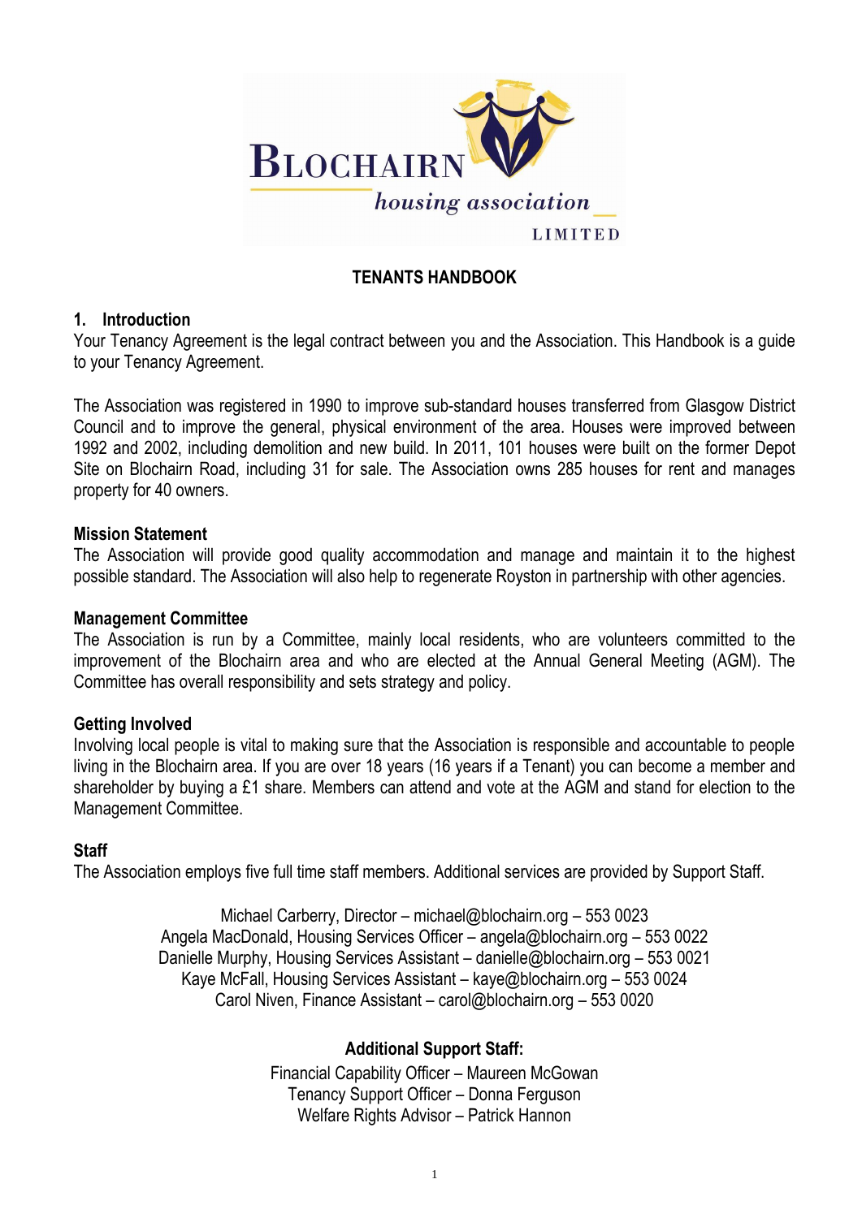# TENANTS HANDBOOK

## 1. Introduction

Your Tenancy Agreement is the legal contract between you and the Association. This Handbook is a guide to your Tenancy Agreement.

The Association was registered in 1990 to improve sub-standard houses transferred from Glasgow District Council and to improve the general, physical environment of the area. Houses were improved between 1992 and 2002, including demolition and new build. In 2011, 101 houses were built on the former Depot Site on Blochairn Road, including 31 for sale. The Association owns 285 houses for rent and manages property for 40 owners.

### Mission Statement

The Association will provide good quality accommodation and manage and maintain it to the highest possible standard. The Association will also help to regenerate Royston in partnership with other agencies.

### Management Committee

The Association is run by a Committee, mainly local residents, who are volunteers committed to the improvement of the Blochairn area and who are elected at the Annual General Meeting (AGM). The Committee has overall responsibility and sets strategy and policy.

### Getting Involved

Involving local people is vital to making sure that the Association is responsible and accountable to people living in the Blochairn area. If you are over 18 years (16 years if a Tenant) you can become a member and shareholder by buying a £1 share. Members can attend and vote at the AGM and stand for election to the Management Committee.

### Staff

The Association employs five full time staff members. Additional services are provided by Support Staff.

Michael Carberry, Director – michael@blochairn.org – 553 0023
Angela MacDonald, Housing Services Officer – angela@blochairn.org – 553 0022
Danielle Murphy, Housing Services Assistant – danielle@blochairn.org – 553 0021
Kaye McFall, Housing Services Assistant – kaye@blochairn.org – 553 0024
Carol Niven, Finance Assistant – carol@blochairn.org – 553 0020

**Additional Support Staff:**

Financial Capability Officer – Maureen McGowan
Tenancy Support Officer – Donna Ferguson
Welfare Rights Advisor – Patrick Hannon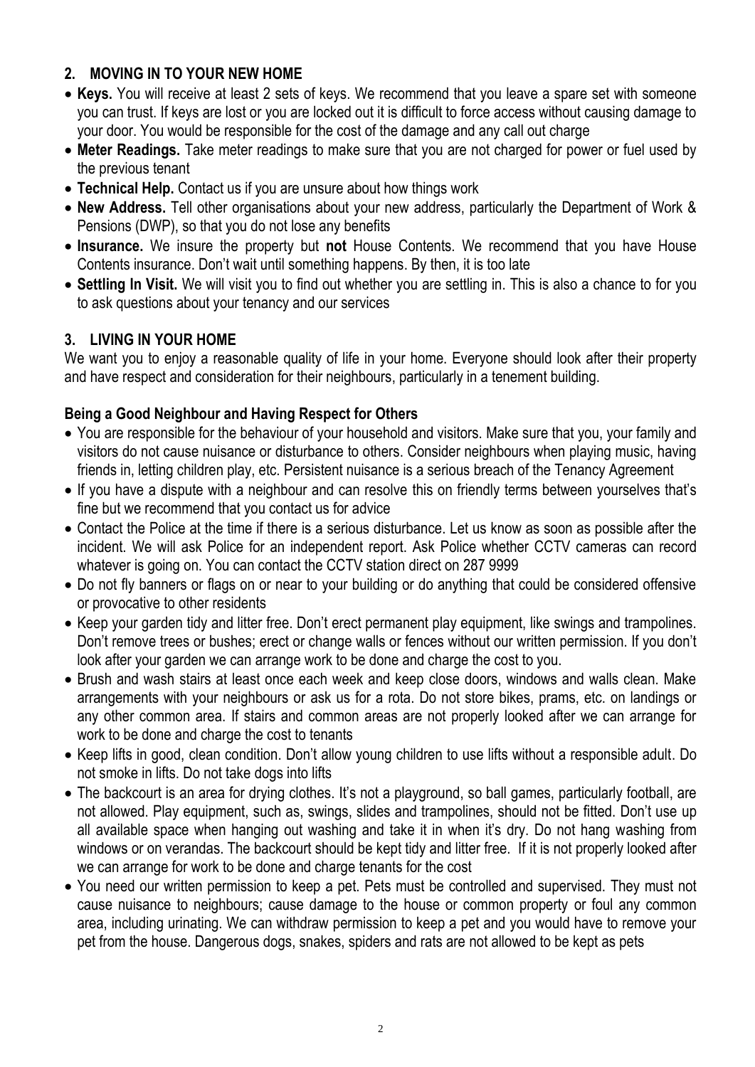## 2. MOVING IN TO YOUR NEW HOME

- **Keys.** You will receive at least 2 sets of keys. We recommend that you leave a spare set with someone you can trust. If keys are lost or you are locked out it is difficult to force access without causing damage to your door. You would be responsible for the cost of the damage and any call out charge
- **Meter Readings.** Take meter readings to make sure that you are not charged for power or fuel used by the previous tenant
- **Technical Help.** Contact us if you are unsure about how things work
- **New Address.** Tell other organisations about your new address, particularly the Department of Work & Pensions (DWP), so that you do not lose any benefits
- **Insurance.** We insure the property but **not** House Contents. We recommend that you have House Contents insurance. Don't wait until something happens. By then, it is too late
- **Settling In Visit.** We will visit you to find out whether you are settling in. This is also a chance to for you to ask questions about your tenancy and our services

## 3. LIVING IN YOUR HOME

We want you to enjoy a reasonable quality of life in your home. Everyone should look after their property and have respect and consideration for their neighbours, particularly in a tenement building.

### Being a Good Neighbour and Having Respect for Others

- You are responsible for the behaviour of your household and visitors. Make sure that you, your family and visitors do not cause nuisance or disturbance to others. Consider neighbours when playing music, having friends in, letting children play, etc. Persistent nuisance is a serious breach of the Tenancy Agreement
- If you have a dispute with a neighbour and can resolve this on friendly terms between yourselves that's fine but we recommend that you contact us for advice
- Contact the Police at the time if there is a serious disturbance. Let us know as soon as possible after the incident. We will ask Police for an independent report. Ask Police whether CCTV cameras can record whatever is going on. You can contact the CCTV station direct on 287 9999
- Do not fly banners or flags on or near to your building or do anything that could be considered offensive or provocative to other residents
- Keep your garden tidy and litter free. Don't erect permanent play equipment, like swings and trampolines. Don't remove trees or bushes; erect or change walls or fences without our written permission. If you don't look after your garden we can arrange work to be done and charge the cost to you.
- Brush and wash stairs at least once each week and keep close doors, windows and walls clean. Make arrangements with your neighbours or ask us for a rota. Do not store bikes, prams, etc. on landings or any other common area. If stairs and common areas are not properly looked after we can arrange for work to be done and charge the cost to tenants
- Keep lifts in good, clean condition. Don't allow young children to use lifts without a responsible adult. Do not smoke in lifts. Do not take dogs into lifts
- The backcourt is an area for drying clothes. It's not a playground, so ball games, particularly football, are not allowed. Play equipment, such as, swings, slides and trampolines, should not be fitted. Don't use up all available space when hanging out washing and take it in when it's dry. Do not hang washing from windows or on verandas. The backcourt should be kept tidy and litter free. If it is not properly looked after we can arrange for work to be done and charge tenants for the cost
- You need our written permission to keep a pet. Pets must be controlled and supervised. They must not cause nuisance to neighbours; cause damage to the house or common property or foul any common area, including urinating. We can withdraw permission to keep a pet and you would have to remove your pet from the house. Dangerous dogs, snakes, spiders and rats are not allowed to be kept as pets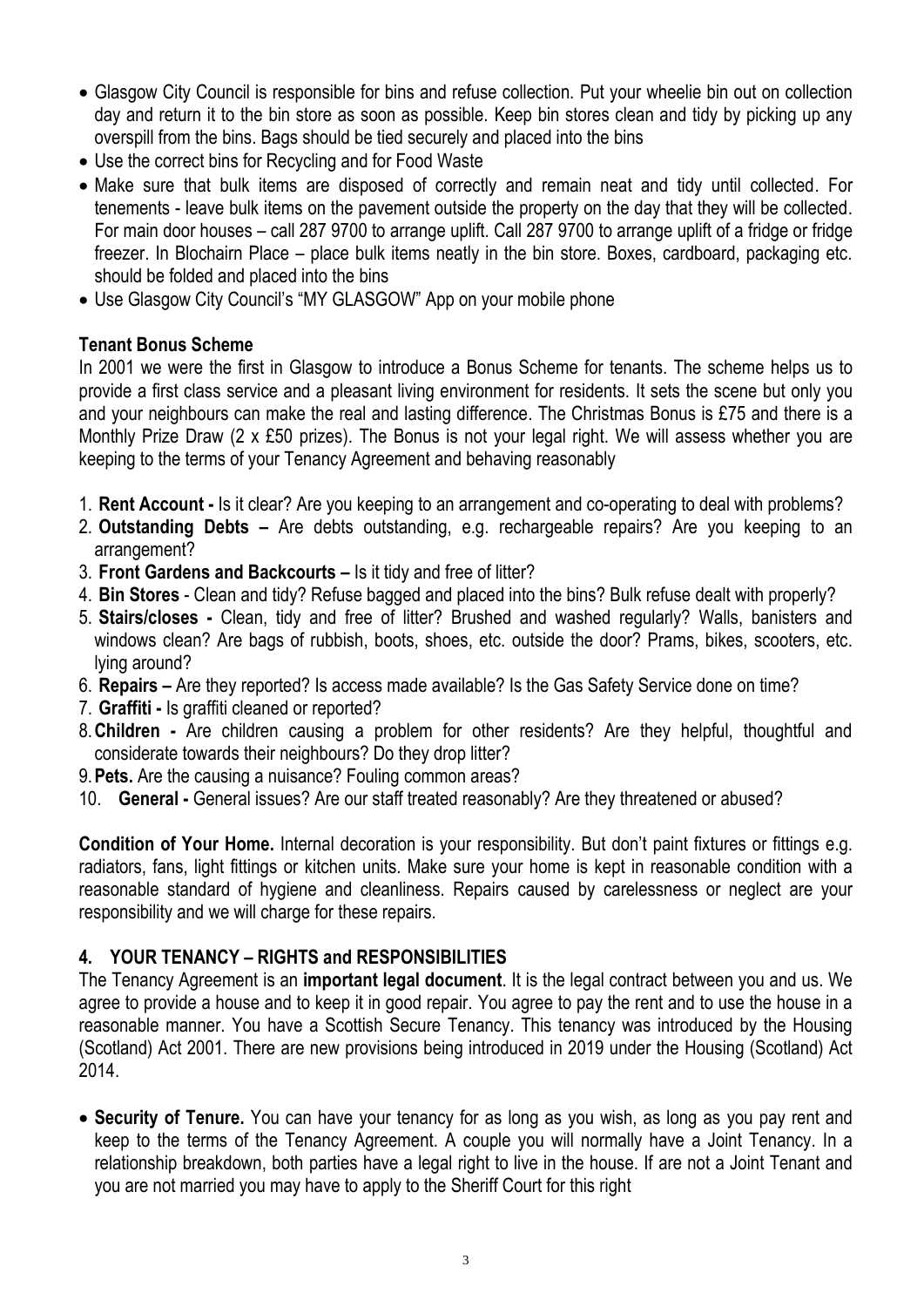- Glasgow City Council is responsible for bins and refuse collection. Put your wheelie bin out on collection day and return it to the bin store as soon as possible. Keep bin stores clean and tidy by picking up any overspill from the bins. Bags should be tied securely and placed into the bins
- Use the correct bins for Recycling and for Food Waste
- Make sure that bulk items are disposed of correctly and remain neat and tidy until collected. For tenements - leave bulk items on the pavement outside the property on the day that they will be collected. For main door houses – call 287 9700 to arrange uplift. Call 287 9700 to arrange uplift of a fridge or fridge freezer. In Blochairn Place – place bulk items neatly in the bin store. Boxes, cardboard, packaging etc. should be folded and placed into the bins
- Use Glasgow City Council's "MY GLASGOW" App on your mobile phone

**Tenant Bonus Scheme**

In 2001 we were the first in Glasgow to introduce a Bonus Scheme for tenants. The scheme helps us to provide a first class service and a pleasant living environment for residents. It sets the scene but only you and your neighbours can make the real and lasting difference. The Christmas Bonus is £75 and there is a Monthly Prize Draw (2 x £50 prizes). The Bonus is not your legal right. We will assess whether you are keeping to the terms of your Tenancy Agreement and behaving reasonably

1. **Rent Account -** Is it clear? Are you keeping to an arrangement and co-operating to deal with problems?
2. **Outstanding Debts –** Are debts outstanding, e.g. rechargeable repairs? Are you keeping to an arrangement?
3. **Front Gardens and Backcourts –** Is it tidy and free of litter?
4. **Bin Stores** - Clean and tidy? Refuse bagged and placed into the bins? Bulk refuse dealt with properly?
5. **Stairs/closes -** Clean, tidy and free of litter? Brushed and washed regularly? Walls, banisters and windows clean? Are bags of rubbish, boots, shoes, etc. outside the door? Prams, bikes, scooters, etc. lying around?
6. **Repairs –** Are they reported? Is access made available? Is the Gas Safety Service done on time?
7. **Graffiti -** Is graffiti cleaned or reported?
8. **Children -** Are children causing a problem for other residents? Are they helpful, thoughtful and considerate towards their neighbours? Do they drop litter?
9. **Pets.** Are the causing a nuisance? Fouling common areas?
10. **General -** General issues? Are our staff treated reasonably? Are they threatened or abused?

**Condition of Your Home.** Internal decoration is your responsibility. But don't paint fixtures or fittings e.g. radiators, fans, light fittings or kitchen units. Make sure your home is kept in reasonable condition with a reasonable standard of hygiene and cleanliness. Repairs caused by carelessness or neglect are your responsibility and we will charge for these repairs.

## 4. YOUR TENANCY – RIGHTS and RESPONSIBILITIES

The Tenancy Agreement is an **important legal document**. It is the legal contract between you and us. We agree to provide a house and to keep it in good repair. You agree to pay the rent and to use the house in a reasonable manner. You have a Scottish Secure Tenancy. This tenancy was introduced by the Housing (Scotland) Act 2001. There are new provisions being introduced in 2019 under the Housing (Scotland) Act 2014.

- **Security of Tenure.** You can have your tenancy for as long as you wish, as long as you pay rent and keep to the terms of the Tenancy Agreement. A couple you will normally have a Joint Tenancy. In a relationship breakdown, both parties have a legal right to live in the house. If are not a Joint Tenant and you are not married you may have to apply to the Sheriff Court for this right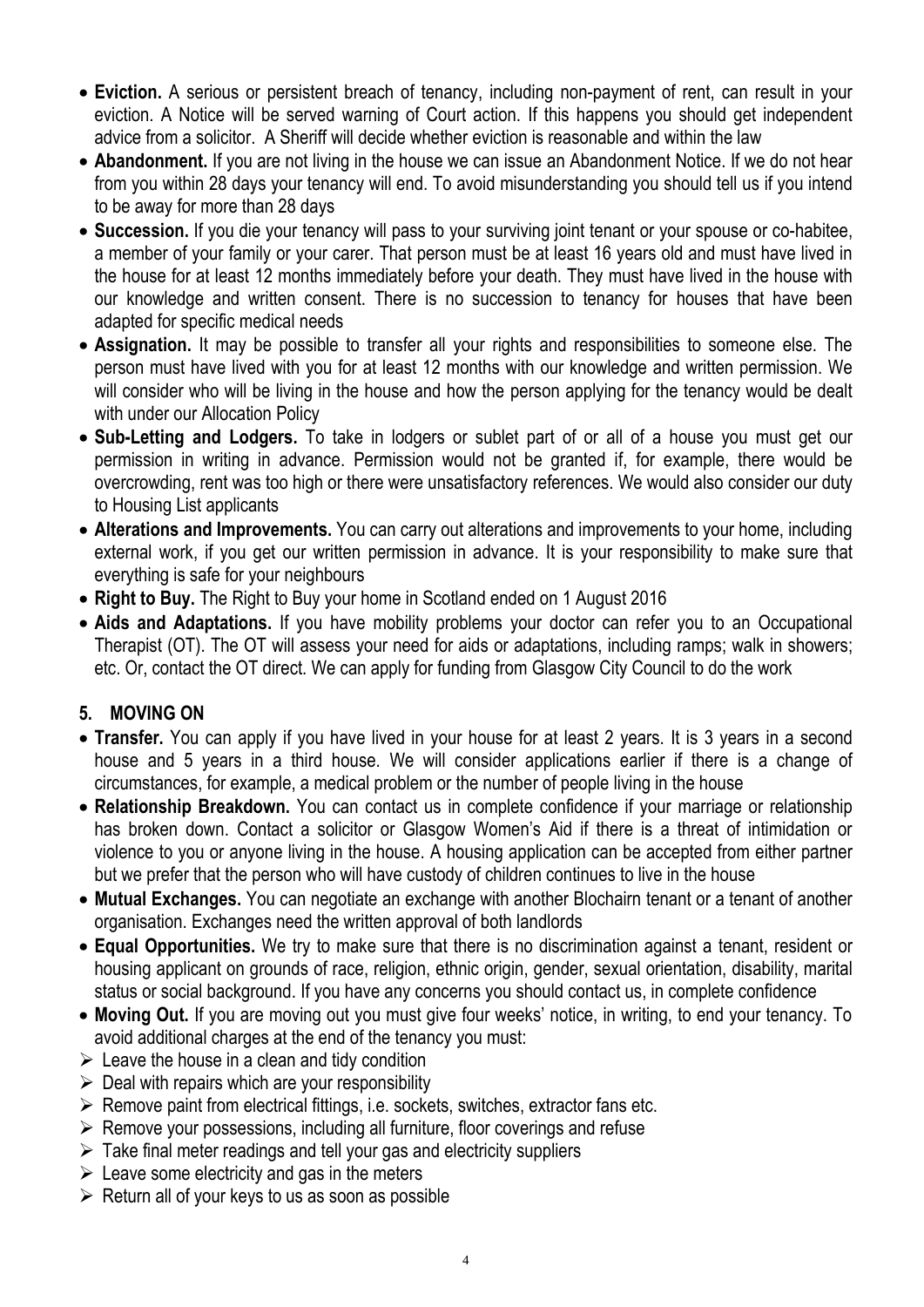- **Eviction.** A serious or persistent breach of tenancy, including non-payment of rent, can result in your eviction. A Notice will be served warning of Court action. If this happens you should get independent advice from a solicitor. A Sheriff will decide whether eviction is reasonable and within the law
- **Abandonment.** If you are not living in the house we can issue an Abandonment Notice. If we do not hear from you within 28 days your tenancy will end. To avoid misunderstanding you should tell us if you intend to be away for more than 28 days
- **Succession.** If you die your tenancy will pass to your surviving joint tenant or your spouse or co-habitee, a member of your family or your carer. That person must be at least 16 years old and must have lived in the house for at least 12 months immediately before your death. They must have lived in the house with our knowledge and written consent. There is no succession to tenancy for houses that have been adapted for specific medical needs
- **Assignation.** It may be possible to transfer all your rights and responsibilities to someone else. The person must have lived with you for at least 12 months with our knowledge and written permission. We will consider who will be living in the house and how the person applying for the tenancy would be dealt with under our Allocation Policy
- **Sub-Letting and Lodgers.** To take in lodgers or sublet part of or all of a house you must get our permission in writing in advance. Permission would not be granted if, for example, there would be overcrowding, rent was too high or there were unsatisfactory references. We would also consider our duty to Housing List applicants
- **Alterations and Improvements.** You can carry out alterations and improvements to your home, including external work, if you get our written permission in advance. It is your responsibility to make sure that everything is safe for your neighbours
- **Right to Buy.** The Right to Buy your home in Scotland ended on 1 August 2016
- **Aids and Adaptations.** If you have mobility problems your doctor can refer you to an Occupational Therapist (OT). The OT will assess your need for aids or adaptations, including ramps; walk in showers; etc. Or, contact the OT direct. We can apply for funding from Glasgow City Council to do the work

## 5. MOVING ON

- **Transfer.** You can apply if you have lived in your house for at least 2 years. It is 3 years in a second house and 5 years in a third house. We will consider applications earlier if there is a change of circumstances, for example, a medical problem or the number of people living in the house
- **Relationship Breakdown.** You can contact us in complete confidence if your marriage or relationship has broken down. Contact a solicitor or Glasgow Women's Aid if there is a threat of intimidation or violence to you or anyone living in the house. A housing application can be accepted from either partner but we prefer that the person who will have custody of children continues to live in the house
- **Mutual Exchanges.** You can negotiate an exchange with another Blochairn tenant or a tenant of another organisation. Exchanges need the written approval of both landlords
- **Equal Opportunities.** We try to make sure that there is no discrimination against a tenant, resident or housing applicant on grounds of race, religion, ethnic origin, gender, sexual orientation, disability, marital status or social background. If you have any concerns you should contact us, in complete confidence
- **Moving Out.** If you are moving out you must give four weeks' notice, in writing, to end your tenancy. To avoid additional charges at the end of the tenancy you must:
  - Leave the house in a clean and tidy condition
  - Deal with repairs which are your responsibility
  - Remove paint from electrical fittings, i.e. sockets, switches, extractor fans etc.
  - Remove your possessions, including all furniture, floor coverings and refuse
  - Take final meter readings and tell your gas and electricity suppliers
  - Leave some electricity and gas in the meters
  - Return all of your keys to us as soon as possible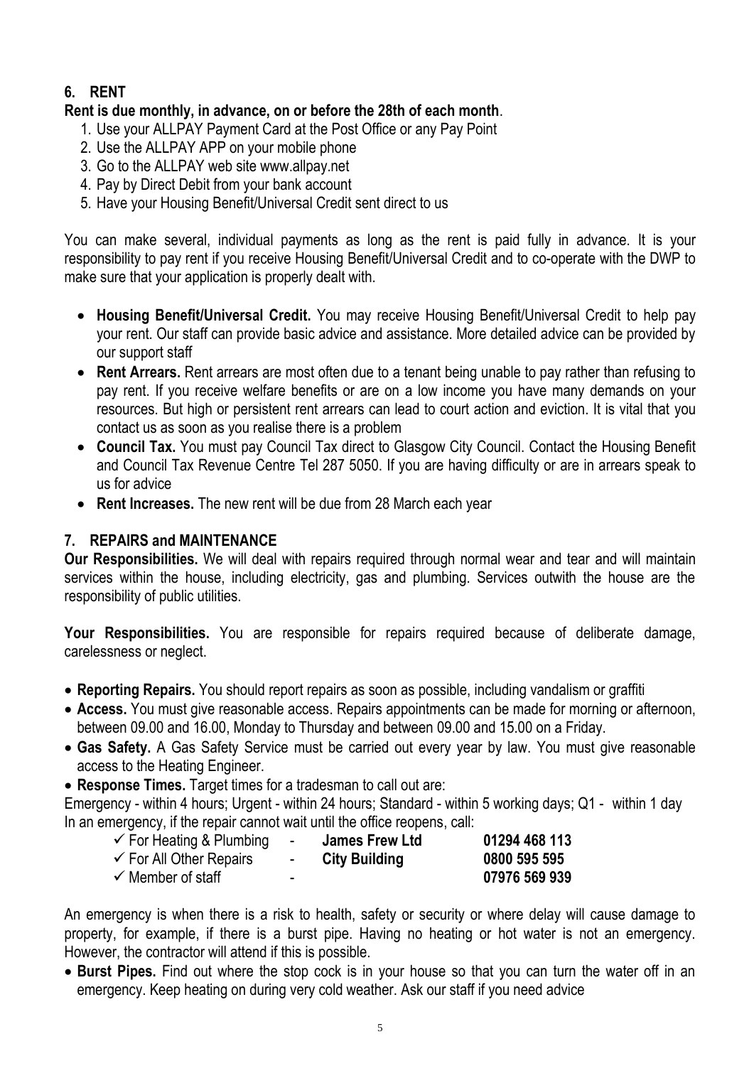## 6. RENT

**Rent is due monthly, in advance, on or before the 28th of each month**.

1. Use your ALLPAY Payment Card at the Post Office or any Pay Point
2. Use the ALLPAY APP on your mobile phone
3. Go to the ALLPAY web site www.allpay.net
4. Pay by Direct Debit from your bank account
5. Have your Housing Benefit/Universal Credit sent direct to us

You can make several, individual payments as long as the rent is paid fully in advance. It is your responsibility to pay rent if you receive Housing Benefit/Universal Credit and to co-operate with the DWP to make sure that your application is properly dealt with.

- **Housing Benefit/Universal Credit.** You may receive Housing Benefit/Universal Credit to help pay your rent. Our staff can provide basic advice and assistance. More detailed advice can be provided by our support staff
- **Rent Arrears.** Rent arrears are most often due to a tenant being unable to pay rather than refusing to pay rent. If you receive welfare benefits or are on a low income you have many demands on your resources. But high or persistent rent arrears can lead to court action and eviction. It is vital that you contact us as soon as you realise there is a problem
- **Council Tax.** You must pay Council Tax direct to Glasgow City Council. Contact the Housing Benefit and Council Tax Revenue Centre Tel 287 5050. If you are having difficulty or are in arrears speak to us for advice
- **Rent Increases.** The new rent will be due from 28 March each year

## 7. REPAIRS and MAINTENANCE

**Our Responsibilities.** We will deal with repairs required through normal wear and tear and will maintain services within the house, including electricity, gas and plumbing. Services outwith the house are the responsibility of public utilities.

**Your Responsibilities.** You are responsible for repairs required because of deliberate damage, carelessness or neglect.

- **Reporting Repairs.** You should report repairs as soon as possible, including vandalism or graffiti
- **Access.** You must give reasonable access. Repairs appointments can be made for morning or afternoon, between 09.00 and 16.00, Monday to Thursday and between 09.00 and 15.00 on a Friday.
- **Gas Safety.** A Gas Safety Service must be carried out every year by law. You must give reasonable access to the Heating Engineer.
- **Response Times.** Target times for a tradesman to call out are:

Emergency - within 4 hours; Urgent - within 24 hours; Standard - within 5 working days; Q1 - within 1 day

In an emergency, if the repair cannot wait until the office reopens, call:

| | | | |
|---|---|---|---|
| ✓ For Heating & Plumbing | - | **James Frew Ltd** | **01294 468 113** |
| ✓ For All Other Repairs | - | **City Building** | **0800 595 595** |
| ✓ Member of staff | - | | **07976 569 939** |

An emergency is when there is a risk to health, safety or security or where delay will cause damage to property, for example, if there is a burst pipe. Having no heating or hot water is not an emergency. However, the contractor will attend if this is possible.

- **Burst Pipes.** Find out where the stop cock is in your house so that you can turn the water off in an emergency. Keep heating on during very cold weather. Ask our staff if you need advice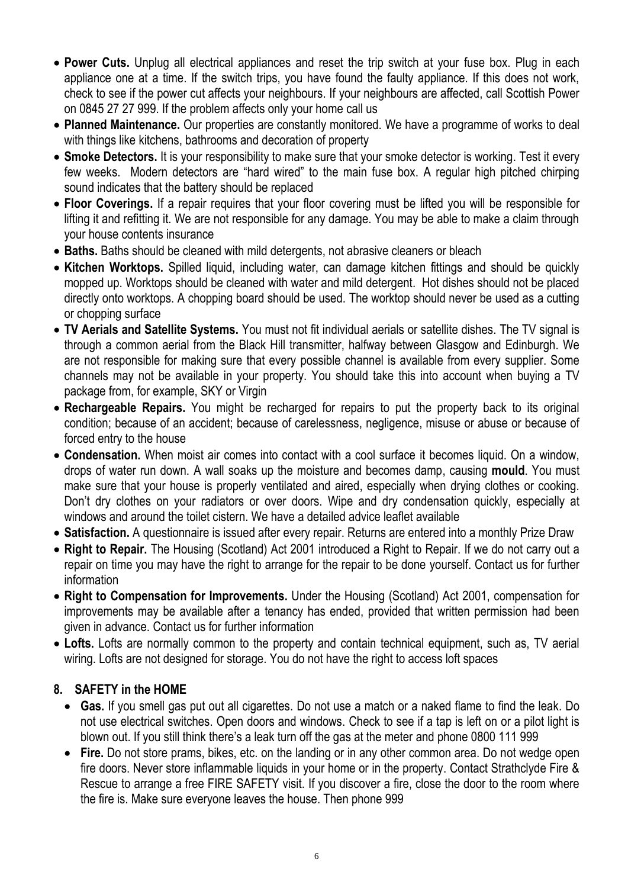- **Power Cuts.** Unplug all electrical appliances and reset the trip switch at your fuse box. Plug in each appliance one at a time. If the switch trips, you have found the faulty appliance. If this does not work, check to see if the power cut affects your neighbours. If your neighbours are affected, call Scottish Power on 0845 27 27 999. If the problem affects only your home call us
- **Planned Maintenance.** Our properties are constantly monitored. We have a programme of works to deal with things like kitchens, bathrooms and decoration of property
- **Smoke Detectors.** It is your responsibility to make sure that your smoke detector is working. Test it every few weeks. Modern detectors are "hard wired" to the main fuse box. A regular high pitched chirping sound indicates that the battery should be replaced
- **Floor Coverings.** If a repair requires that your floor covering must be lifted you will be responsible for lifting it and refitting it. We are not responsible for any damage. You may be able to make a claim through your house contents insurance
- **Baths.** Baths should be cleaned with mild detergents, not abrasive cleaners or bleach
- **Kitchen Worktops.** Spilled liquid, including water, can damage kitchen fittings and should be quickly mopped up. Worktops should be cleaned with water and mild detergent. Hot dishes should not be placed directly onto worktops. A chopping board should be used. The worktop should never be used as a cutting or chopping surface
- **TV Aerials and Satellite Systems.** You must not fit individual aerials or satellite dishes. The TV signal is through a common aerial from the Black Hill transmitter, halfway between Glasgow and Edinburgh. We are not responsible for making sure that every possible channel is available from every supplier. Some channels may not be available in your property. You should take this into account when buying a TV package from, for example, SKY or Virgin
- **Rechargeable Repairs.** You might be recharged for repairs to put the property back to its original condition; because of an accident; because of carelessness, negligence, misuse or abuse or because of forced entry to the house
- **Condensation.** When moist air comes into contact with a cool surface it becomes liquid. On a window, drops of water run down. A wall soaks up the moisture and becomes damp, causing **mould**. You must make sure that your house is properly ventilated and aired, especially when drying clothes or cooking. Don't dry clothes on your radiators or over doors. Wipe and dry condensation quickly, especially at windows and around the toilet cistern. We have a detailed advice leaflet available
- **Satisfaction.** A questionnaire is issued after every repair. Returns are entered into a monthly Prize Draw
- **Right to Repair.** The Housing (Scotland) Act 2001 introduced a Right to Repair. If we do not carry out a repair on time you may have the right to arrange for the repair to be done yourself. Contact us for further information
- **Right to Compensation for Improvements.** Under the Housing (Scotland) Act 2001, compensation for improvements may be available after a tenancy has ended, provided that written permission had been given in advance. Contact us for further information
- **Lofts.** Lofts are normally common to the property and contain technical equipment, such as, TV aerial wiring. Lofts are not designed for storage. You do not have the right to access loft spaces

## 8. SAFETY in the HOME

- **Gas.** If you smell gas put out all cigarettes. Do not use a match or a naked flame to find the leak. Do not use electrical switches. Open doors and windows. Check to see if a tap is left on or a pilot light is blown out. If you still think there's a leak turn off the gas at the meter and phone 0800 111 999
- **Fire.** Do not store prams, bikes, etc. on the landing or in any other common area. Do not wedge open fire doors. Never store inflammable liquids in your home or in the property. Contact Strathclyde Fire & Rescue to arrange a free FIRE SAFETY visit. If you discover a fire, close the door to the room where the fire is. Make sure everyone leaves the house. Then phone 999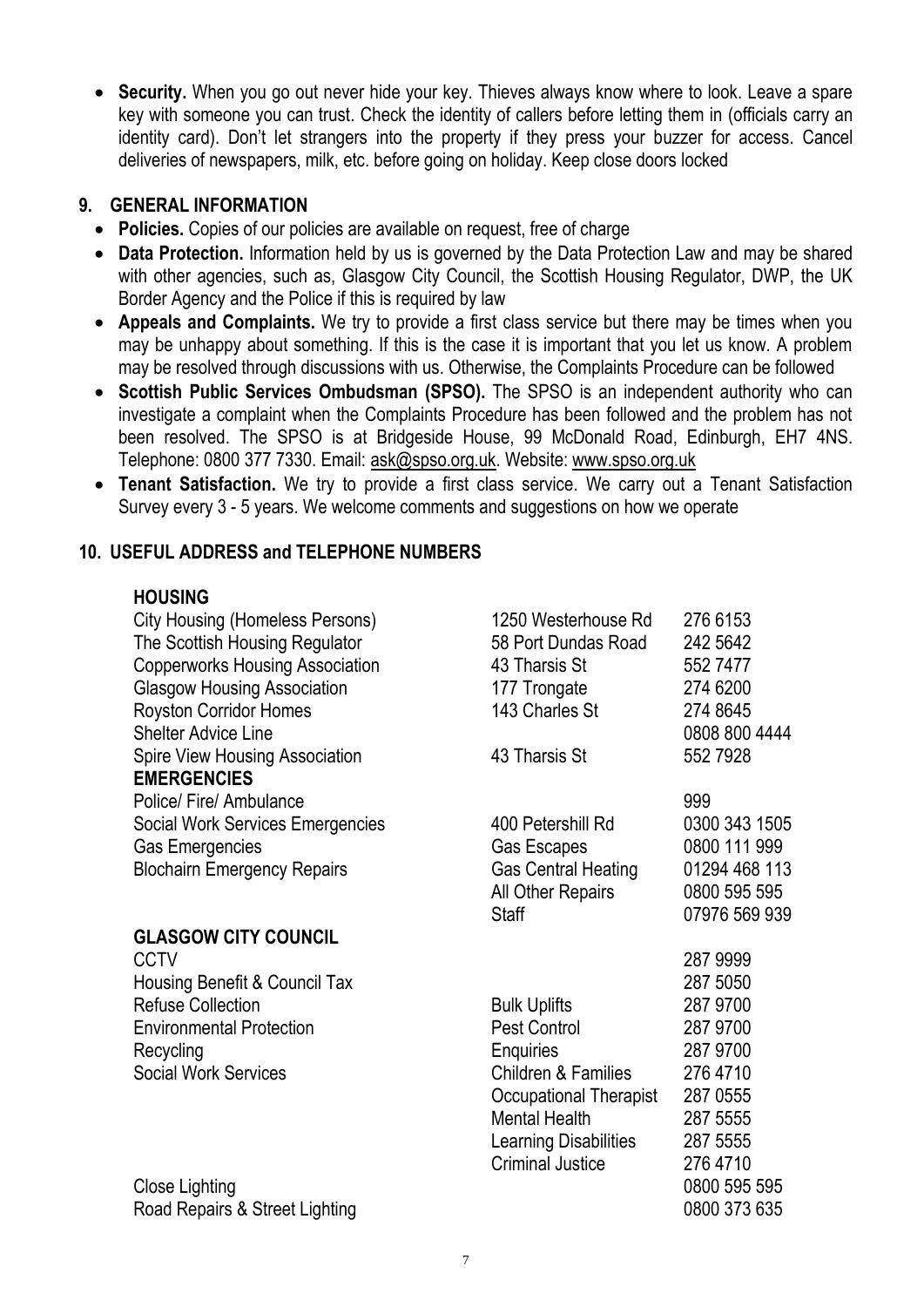- **Security.** When you go out never hide your key. Thieves always know where to look. Leave a spare key with someone you can trust. Check the identity of callers before letting them in (officials carry an identity card). Don't let strangers into the property if they press your buzzer for access. Cancel deliveries of newspapers, milk, etc. before going on holiday. Keep close doors locked

## 9. GENERAL INFORMATION

- **Policies.** Copies of our policies are available on request, free of charge
- **Data Protection.** Information held by us is governed by the Data Protection Law and may be shared with other agencies, such as, Glasgow City Council, the Scottish Housing Regulator, DWP, the UK Border Agency and the Police if this is required by law
- **Appeals and Complaints.** We try to provide a first class service but there may be times when you may be unhappy about something. If this is the case it is important that you let us know. A problem may be resolved through discussions with us. Otherwise, the Complaints Procedure can be followed
- **Scottish Public Services Ombudsman (SPSO).** The SPSO is an independent authority who can investigate a complaint when the Complaints Procedure has been followed and the problem has not been resolved. The SPSO is at Bridgeside House, 99 McDonald Road, Edinburgh, EH7 4NS. Telephone: 0800 377 7330. Email: ask@spso.org.uk. Website: www.spso.org.uk
- **Tenant Satisfaction.** We try to provide a first class service. We carry out a Tenant Satisfaction Survey every 3 - 5 years. We welcome comments and suggestions on how we operate

## 10. USEFUL ADDRESS and TELEPHONE NUMBERS

| | | |
|---|---|---|
| **HOUSING** | | |
| City Housing (Homeless Persons) | 1250 Westerhouse Rd | 276 6153 |
| The Scottish Housing Regulator | 58 Port Dundas Road | 242 5642 |
| Copperworks Housing Association | 43 Tharsis St | 552 7477 |
| Glasgow Housing Association | 177 Trongate | 274 6200 |
| Royston Corridor Homes | 143 Charles St | 274 8645 |
| Shelter Advice Line | | 0808 800 4444 |
| Spire View Housing Association | 43 Tharsis St | 552 7928 |
| **EMERGENCIES** | | |
| Police/ Fire/ Ambulance | | 999 |
| Social Work Services Emergencies | 400 Petershill Rd | 0300 343 1505 |
| Gas Emergencies | Gas Escapes | 0800 111 999 |
| Blochairn Emergency Repairs | Gas Central Heating | 01294 468 113 |
| | All Other Repairs | 0800 595 595 |
| | Staff | 07976 569 939 |
| **GLASGOW CITY COUNCIL** | | |
| CCTV | | 287 9999 |
| Housing Benefit & Council Tax | | 287 5050 |
| Refuse Collection | Bulk Uplifts | 287 9700 |
| Environmental Protection | Pest Control | 287 9700 |
| Recycling | Enquiries | 287 9700 |
| Social Work Services | Children & Families | 276 4710 |
| | Occupational Therapist | 287 0555 |
| | Mental Health | 287 5555 |
| | Learning Disabilities | 287 5555 |
| | Criminal Justice | 276 4710 |
| Close Lighting | | 0800 595 595 |
| Road Repairs & Street Lighting | | 0800 373 635 |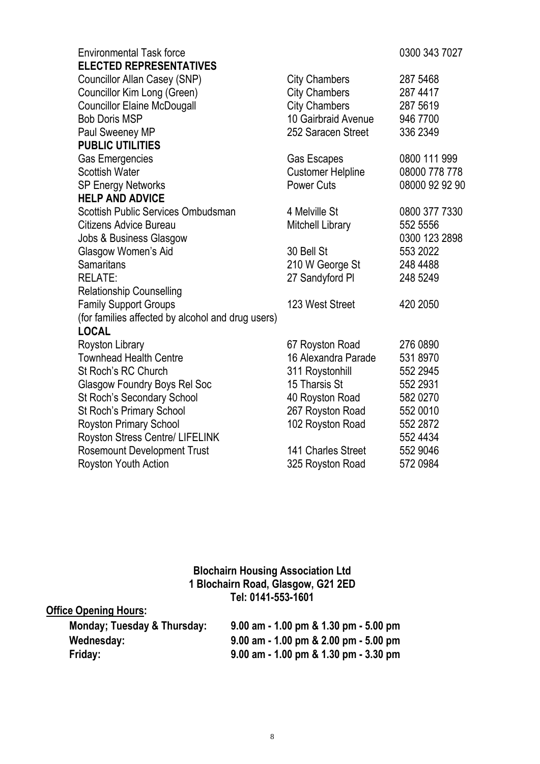| | | |
|---|---|---|
| Environmental Task force | | 0300 343 7027 |
| **ELECTED REPRESENTATIVES** | | |
| Councillor Allan Casey (SNP) | City Chambers | 287 5468 |
| Councillor Kim Long (Green) | City Chambers | 287 4417 |
| Councillor Elaine McDougall | City Chambers | 287 5619 |
| Bob Doris MSP | 10 Gairbraid Avenue | 946 7700 |
| Paul Sweeney MP | 252 Saracen Street | 336 2349 |
| **PUBLIC UTILITIES** | | |
| Gas Emergencies | Gas Escapes | 0800 111 999 |
| Scottish Water | Customer Helpline | 08000 778 778 |
| SP Energy Networks | Power Cuts | 08000 92 92 90 |
| **HELP AND ADVICE** | | |
| Scottish Public Services Ombudsman | 4 Melville St | 0800 377 7330 |
| Citizens Advice Bureau | Mitchell Library | 552 5556 |
| Jobs & Business Glasgow | | 0300 123 2898 |
| Glasgow Women's Aid | 30 Bell St | 553 2022 |
| Samaritans | 210 W George St | 248 4488 |
| RELATE: Relationship Counselling | 27 Sandyford Pl | 248 5249 |
| Family Support Groups (for families affected by alcohol and drug users) | 123 West Street | 420 2050 |
| **LOCAL** | | |
| Royston Library | 67 Royston Road | 276 0890 |
| Townhead Health Centre | 16 Alexandra Parade | 531 8970 |
| St Roch's RC Church | 311 Roystonhill | 552 2945 |
| Glasgow Foundry Boys Rel Soc | 15 Tharsis St | 552 2931 |
| St Roch's Secondary School | 40 Royston Road | 582 0270 |
| St Roch's Primary School | 267 Royston Road | 552 0010 |
| Royston Primary School | 102 Royston Road | 552 2872 |
| Royston Stress Centre/ LIFELINK | | 552 4434 |
| Rosemount Development Trust | 141 Charles Street | 552 9046 |
| Royston Youth Action | 325 Royston Road | 572 0984 |

**Blochairn Housing Association Ltd**
**1 Blochairn Road, Glasgow, G21 2ED**
**Tel: 0141-553-1601**

**Office Opening Hours:**

| | |
|---|---|
| **Monday; Tuesday & Thursday:** | **9.00 am - 1.00 pm & 1.30 pm - 5.00 pm** |
| **Wednesday:** | **9.00 am - 1.00 pm & 2.00 pm - 5.00 pm** |
| **Friday:** | **9.00 am - 1.00 pm & 1.30 pm - 3.30 pm** |